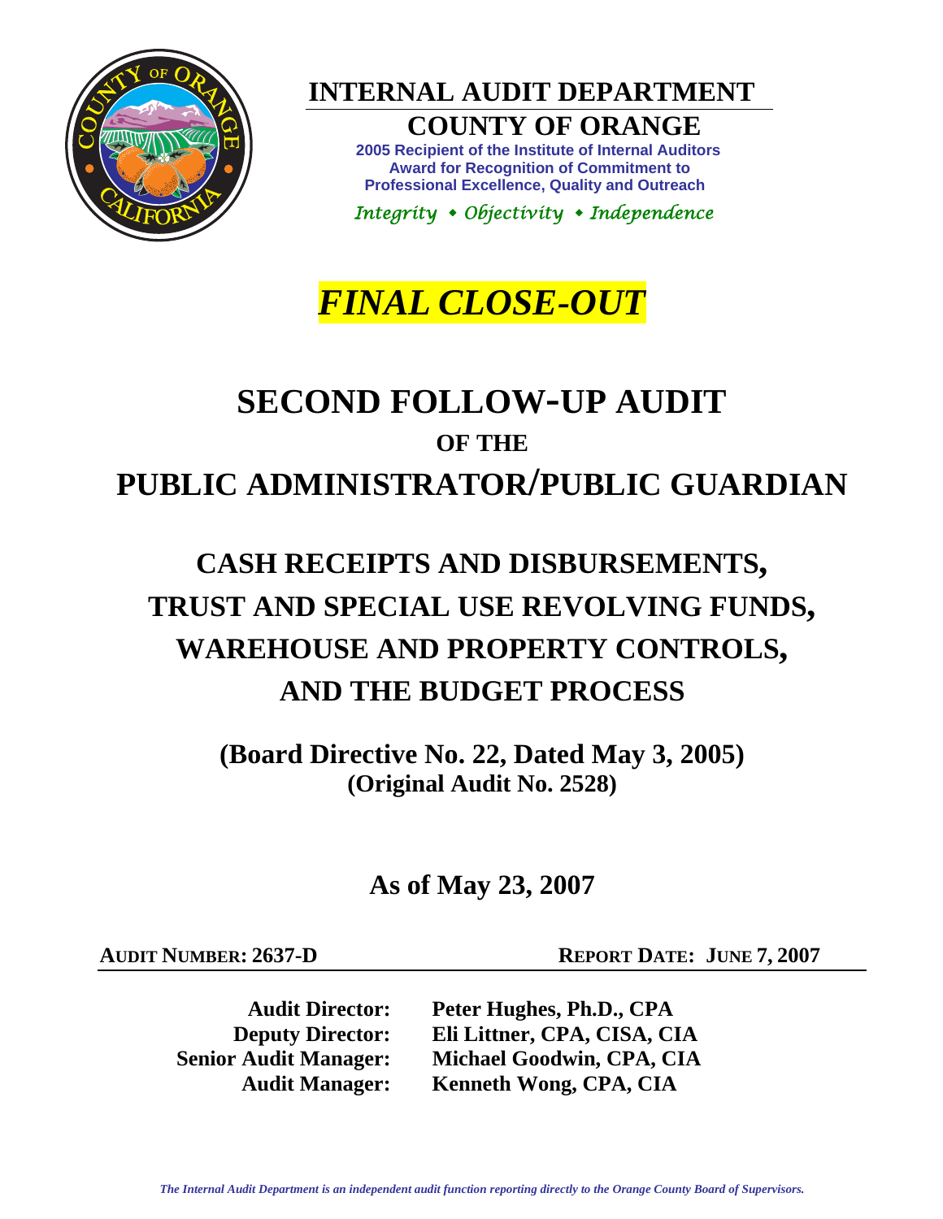# INTERNAL AUDIT DEPARTMENT

## COUNTY OF ORANGE

**2005 Recipient of the Institute of Internal Auditors Award for Recognition of Commitment to Professional Excellence, Quality and Outreach**

*Integrity • Objectivity • Independence*

# *FINAL CLOSE-OUT*

# SECOND FOLLOW-UP AUDIT

## OF THE

# PUBLIC ADMINISTRATOR/PUBLIC GUARDIAN

## CASH RECEIPTS AND DISBURSEMENTS, TRUST AND SPECIAL USE REVOLVING FUNDS, WAREHOUSE AND PROPERTY CONTROLS, AND THE BUDGET PROCESS

**(Board Directive No. 22, Dated May 3, 2005)**
**(Original Audit No. 2528)**

**As of May 23, 2007**

**AUDIT NUMBER: 2637-D** **REPORT DATE: JUNE 7, 2007**

**Audit Director:** **Peter Hughes, Ph.D., CPA**
**Deputy Director:** **Eli Littner, CPA, CISA, CIA**
**Senior Audit Manager:** **Michael Goodwin, CPA, CIA**
**Audit Manager:** **Kenneth Wong, CPA, CIA**

*The Internal Audit Department is an independent audit function reporting directly to the Orange County Board of Supervisors.*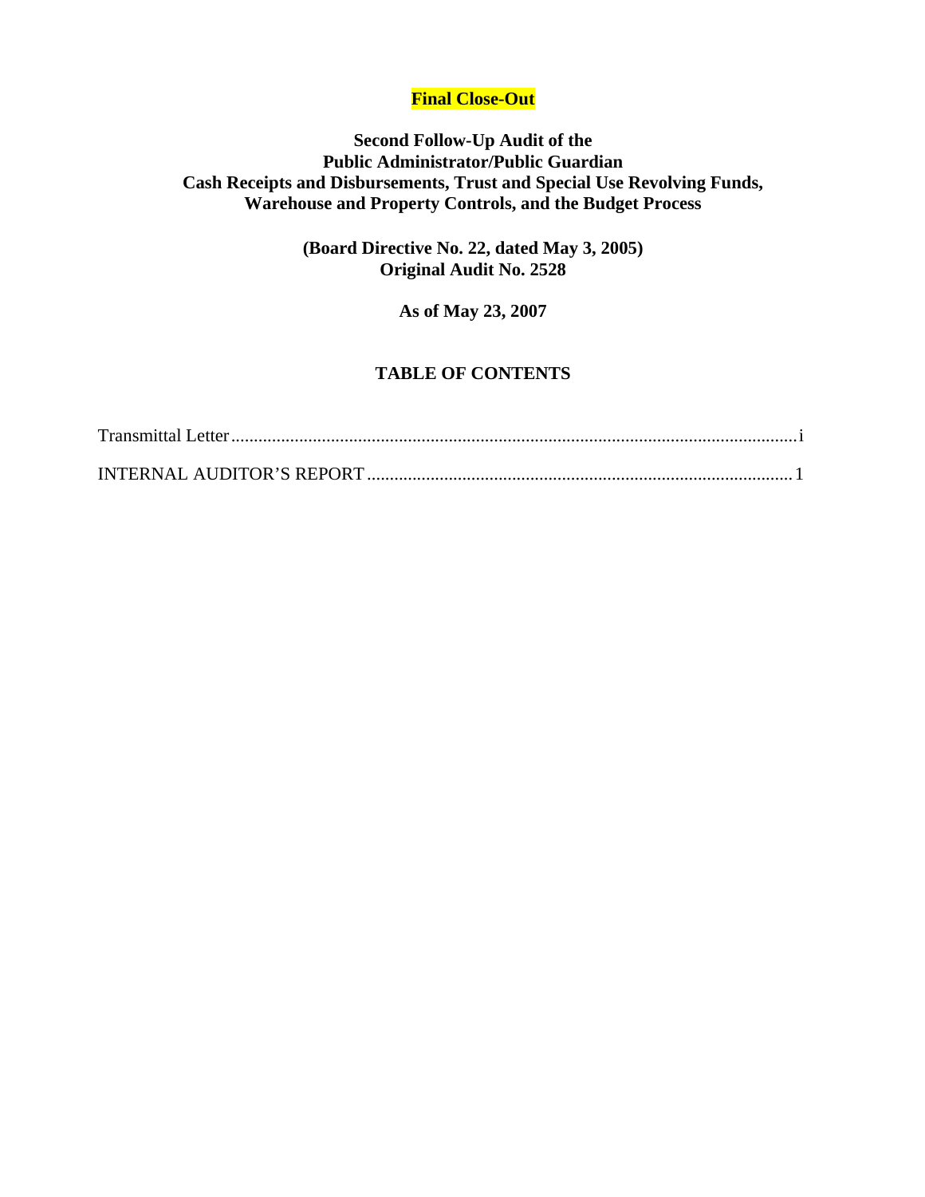**Final Close-Out**

# Second Follow-Up Audit of the Public Administrator/Public Guardian Cash Receipts and Disbursements, Trust and Special Use Revolving Funds, Warehouse and Property Controls, and the Budget Process

**(Board Directive No. 22, dated May 3, 2005)**
**Original Audit No. 2528**

**As of May 23, 2007**

## TABLE OF CONTENTS

Transmittal Letter ........................................................................ i

INTERNAL AUDITOR'S REPORT ........................................................ 1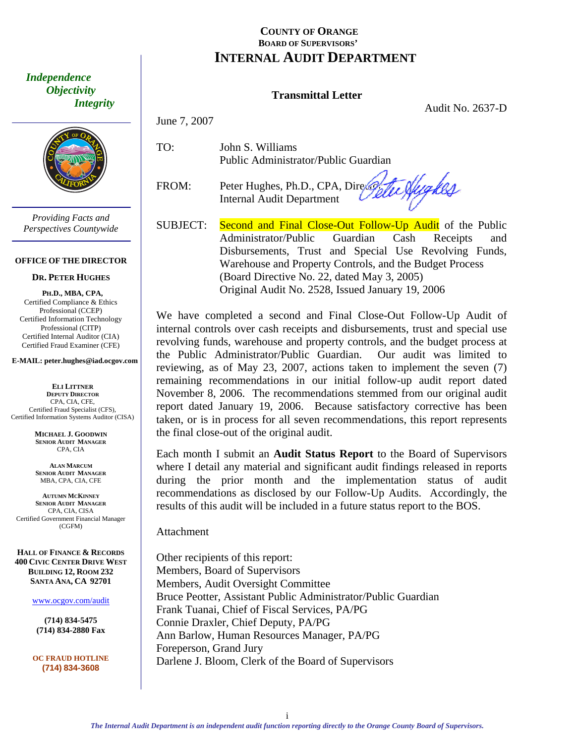# COUNTY OF ORANGE
## BOARD OF SUPERVISORS'
# INTERNAL AUDIT DEPARTMENT

*Independence*
*Objectivity*
*Integrity*

*Providing Facts and Perspectives Countywide*

**OFFICE OF THE DIRECTOR**

**DR. PETER HUGHES**

**PH.D., MBA, CPA,**
Certified Compliance & Ethics Professional (CCEP)
Certified Information Technology Professional (CITP)
Certified Internal Auditor (CIA)
Certified Fraud Examiner (CFE)

**E-MAIL: peter.hughes@iad.ocgov.com**

**ELI LITTNER**
**DEPUTY DIRECTOR**
CPA, CIA, CFE,
Certified Fraud Specialist (CFS),
Certified Information Systems Auditor (CISA)

**MICHAEL J. GOODWIN**
**SENIOR AUDIT MANAGER**
CPA, CIA

**ALAN MARCUM**
**SENIOR AUDIT MANAGER**
MBA, CPA, CIA, CFE

**AUTUMN MCKINNEY**
**SENIOR AUDIT MANAGER**
CPA, CIA, CISA
Certified Government Financial Manager (CGFM)

**HALL OF FINANCE & RECORDS**
**400 CIVIC CENTER DRIVE WEST**
**BUILDING 12, ROOM 232**
**SANTA ANA, CA 92701**

www.ocgov.com/audit

**(714) 834-5475**
**(714) 834-2880 Fax**

**OC FRAUD HOTLINE**
**(714) 834-3608**

---

### Transmittal Letter

Audit No. 2637-D

June 7, 2007

TO: John S. Williams
Public Administrator/Public Guardian

FROM: Peter Hughes, Ph.D., CPA, Director
Internal Audit Department

SUBJECT: Second and Final Close-Out Follow-Up Audit of the Public Administrator/Public Guardian Cash Receipts and Disbursements, Trust and Special Use Revolving Funds, Warehouse and Property Controls, and the Budget Process
(Board Directive No. 22, dated May 3, 2005)
Original Audit No. 2528, Issued January 19, 2006

We have completed a second and Final Close-Out Follow-Up Audit of internal controls over cash receipts and disbursements, trust and special use revolving funds, warehouse and property controls, and the budget process at the Public Administrator/Public Guardian. Our audit was limited to reviewing, as of May 23, 2007, actions taken to implement the seven (7) remaining recommendations in our initial follow-up audit report dated November 8, 2006. The recommendations stemmed from our original audit report dated January 19, 2006. Because satisfactory corrective has been taken, or is in process for all seven recommendations, this report represents the final close-out of the original audit.

Each month I submit an **Audit Status Report** to the Board of Supervisors where I detail any material and significant audit findings released in reports during the prior month and the implementation status of audit recommendations as disclosed by our Follow-Up Audits. Accordingly, the results of this audit will be included in a future status report to the BOS.

Attachment

Other recipients of this report:
Members, Board of Supervisors
Members, Audit Oversight Committee
Bruce Peotter, Assistant Public Administrator/Public Guardian
Frank Tuanai, Chief of Fiscal Services, PA/PG
Connie Draxler, Chief Deputy, PA/PG
Ann Barlow, Human Resources Manager, PA/PG
Foreperson, Grand Jury
Darlene J. Bloom, Clerk of the Board of Supervisors

*The Internal Audit Department is an independent audit function reporting directly to the Orange County Board of Supervisors.*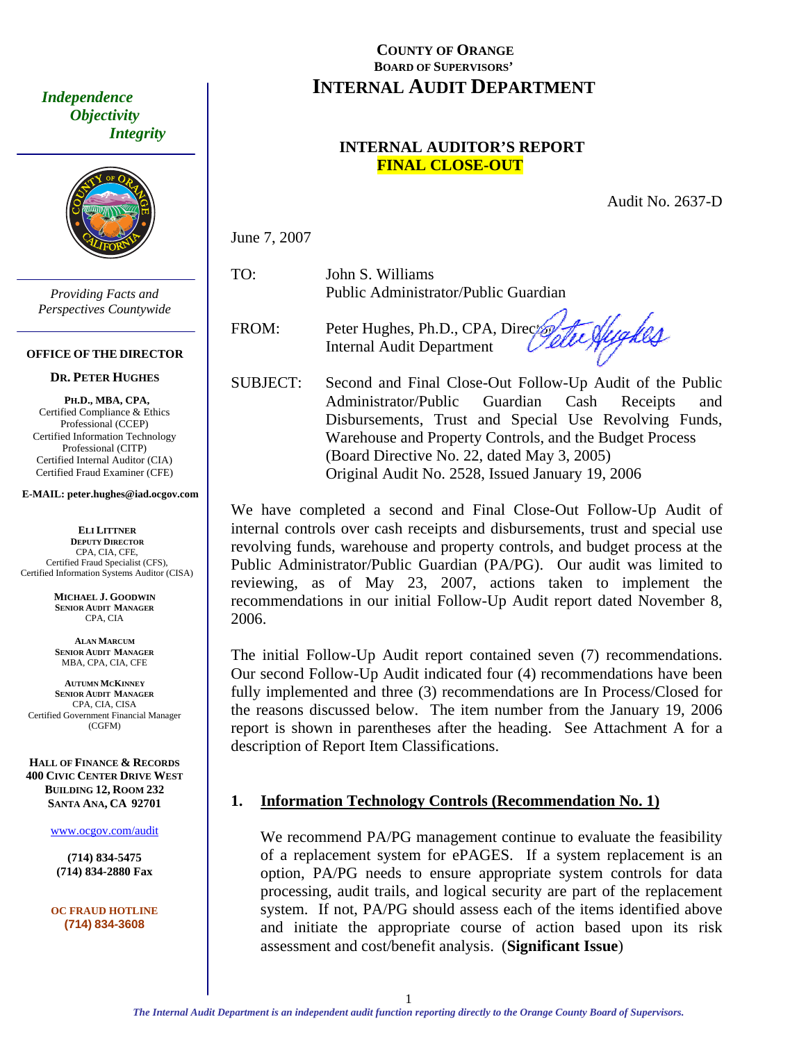# COUNTY OF ORANGE
## BOARD OF SUPERVISORS'
# INTERNAL AUDIT DEPARTMENT

*Independence*
*Objectivity*
*Integrity*

*Providing Facts and Perspectives Countywide*

**OFFICE OF THE DIRECTOR**

**DR. PETER HUGHES**

**PH.D., MBA, CPA,**
Certified Compliance & Ethics Professional (CCEP)
Certified Information Technology Professional (CITP)
Certified Internal Auditor (CIA)
Certified Fraud Examiner (CFE)

**E-MAIL: peter.hughes@iad.ocgov.com**

**ELI LITTNER**
**DEPUTY DIRECTOR**
CPA, CIA, CFE,
Certified Fraud Specialist (CFS),
Certified Information Systems Auditor (CISA)

**MICHAEL J. GOODWIN**
**SENIOR AUDIT MANAGER**
CPA, CIA

**ALAN MARCUM**
**SENIOR AUDIT MANAGER**
MBA, CPA, CIA, CFE

**AUTUMN MCKINNEY**
**SENIOR AUDIT MANAGER**
CPA, CIA, CISA
Certified Government Financial Manager (CGFM)

**HALL OF FINANCE & RECORDS**
**400 CIVIC CENTER DRIVE WEST**
**BUILDING 12, ROOM 232**
**SANTA ANA, CA 92701**

www.ocgov.com/audit

**(714) 834-5475**
**(714) 834-2880 Fax**

**OC FRAUD HOTLINE**
**(714) 834-3608**

## INTERNAL AUDITOR'S REPORT
## FINAL CLOSE-OUT

Audit No. 2637-D

June 7, 2007

TO: John S. Williams
Public Administrator/Public Guardian

FROM: Peter Hughes, Ph.D., CPA, Director
Internal Audit Department

SUBJECT: Second and Final Close-Out Follow-Up Audit of the Public Administrator/Public Guardian Cash Receipts and Disbursements, Trust and Special Use Revolving Funds, Warehouse and Property Controls, and the Budget Process (Board Directive No. 22, dated May 3, 2005)
Original Audit No. 2528, Issued January 19, 2006

We have completed a second and Final Close-Out Follow-Up Audit of internal controls over cash receipts and disbursements, trust and special use revolving funds, warehouse and property controls, and budget process at the Public Administrator/Public Guardian (PA/PG). Our audit was limited to reviewing, as of May 23, 2007, actions taken to implement the recommendations in our initial Follow-Up Audit report dated November 8, 2006.

The initial Follow-Up Audit report contained seven (7) recommendations. Our second Follow-Up Audit indicated four (4) recommendations have been fully implemented and three (3) recommendations are In Process/Closed for the reasons discussed below. The item number from the January 19, 2006 report is shown in parentheses after the heading. See Attachment A for a description of Report Item Classifications.

### 1. Information Technology Controls (Recommendation No. 1)

We recommend PA/PG management continue to evaluate the feasibility of a replacement system for ePAGES. If a system replacement is an option, PA/PG needs to ensure appropriate system controls for data processing, audit trails, and logical security are part of the replacement system. If not, PA/PG should assess each of the items identified above and initiate the appropriate course of action based upon its risk assessment and cost/benefit analysis. (**Significant Issue**)

*The Internal Audit Department is an independent audit function reporting directly to the Orange County Board of Supervisors.*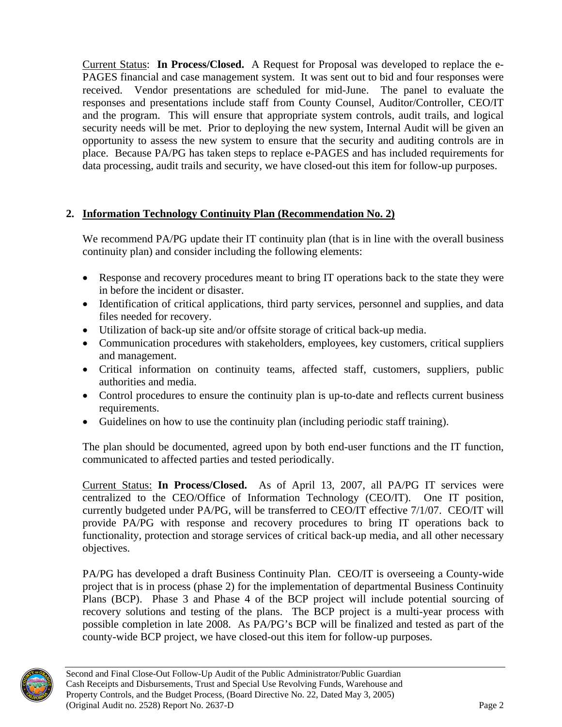Current Status: **In Process/Closed.** A Request for Proposal was developed to replace the e-PAGES financial and case management system. It was sent out to bid and four responses were received. Vendor presentations are scheduled for mid-June. The panel to evaluate the responses and presentations include staff from County Counsel, Auditor/Controller, CEO/IT and the program. This will ensure that appropriate system controls, audit trails, and logical security needs will be met. Prior to deploying the new system, Internal Audit will be given an opportunity to assess the new system to ensure that the security and auditing controls are in place. Because PA/PG has taken steps to replace e-PAGES and has included requirements for data processing, audit trails and security, we have closed-out this item for follow-up purposes.

## 2. Information Technology Continuity Plan (Recommendation No. 2)

We recommend PA/PG update their IT continuity plan (that is in line with the overall business continuity plan) and consider including the following elements:

- Response and recovery procedures meant to bring IT operations back to the state they were in before the incident or disaster.
- Identification of critical applications, third party services, personnel and supplies, and data files needed for recovery.
- Utilization of back-up site and/or offsite storage of critical back-up media.
- Communication procedures with stakeholders, employees, key customers, critical suppliers and management.
- Critical information on continuity teams, affected staff, customers, suppliers, public authorities and media.
- Control procedures to ensure the continuity plan is up-to-date and reflects current business requirements.
- Guidelines on how to use the continuity plan (including periodic staff training).

The plan should be documented, agreed upon by both end-user functions and the IT function, communicated to affected parties and tested periodically.

Current Status: **In Process/Closed.** As of April 13, 2007, all PA/PG IT services were centralized to the CEO/Office of Information Technology (CEO/IT). One IT position, currently budgeted under PA/PG, will be transferred to CEO/IT effective 7/1/07. CEO/IT will provide PA/PG with response and recovery procedures to bring IT operations back to functionality, protection and storage services of critical back-up media, and all other necessary objectives.

PA/PG has developed a draft Business Continuity Plan. CEO/IT is overseeing a County-wide project that is in process (phase 2) for the implementation of departmental Business Continuity Plans (BCP). Phase 3 and Phase 4 of the BCP project will include potential sourcing of recovery solutions and testing of the plans. The BCP project is a multi-year process with possible completion in late 2008. As PA/PG's BCP will be finalized and tested as part of the county-wide BCP project, we have closed-out this item for follow-up purposes.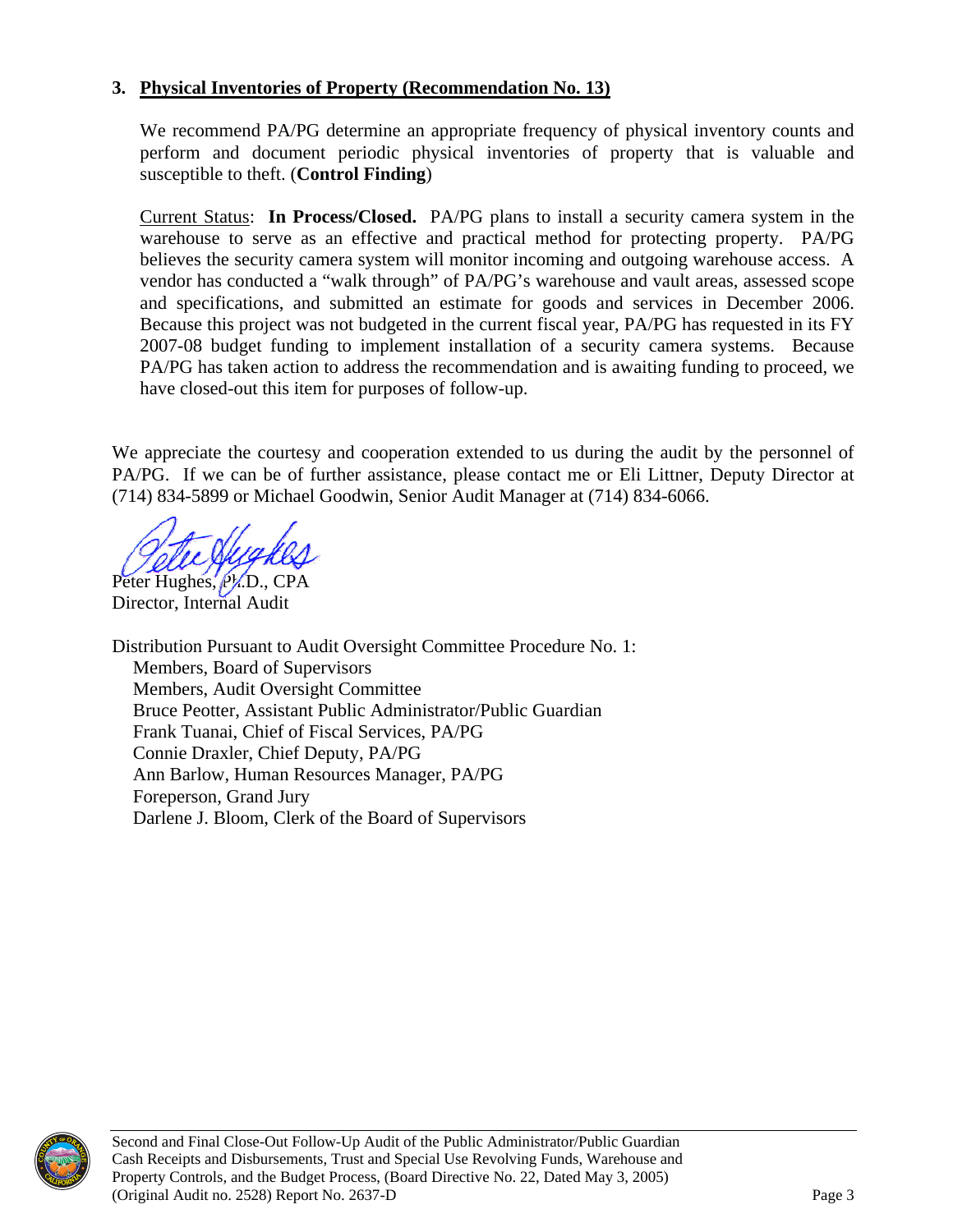### 3. Physical Inventories of Property (Recommendation No. 13)

We recommend PA/PG determine an appropriate frequency of physical inventory counts and perform and document periodic physical inventories of property that is valuable and susceptible to theft. (**Control Finding**)

Current Status: **In Process/Closed.** PA/PG plans to install a security camera system in the warehouse to serve as an effective and practical method for protecting property. PA/PG believes the security camera system will monitor incoming and outgoing warehouse access. A vendor has conducted a "walk through" of PA/PG's warehouse and vault areas, assessed scope and specifications, and submitted an estimate for goods and services in December 2006. Because this project was not budgeted in the current fiscal year, PA/PG has requested in its FY 2007-08 budget funding to implement installation of a security camera systems. Because PA/PG has taken action to address the recommendation and is awaiting funding to proceed, we have closed-out this item for purposes of follow-up.

We appreciate the courtesy and cooperation extended to us during the audit by the personnel of PA/PG. If we can be of further assistance, please contact me or Eli Littner, Deputy Director at (714) 834-5899 or Michael Goodwin, Senior Audit Manager at (714) 834-6066.

Peter Hughes, Ph.D., CPA
Director, Internal Audit

Distribution Pursuant to Audit Oversight Committee Procedure No. 1:

- Members, Board of Supervisors
- Members, Audit Oversight Committee
- Bruce Peotter, Assistant Public Administrator/Public Guardian
- Frank Tuanai, Chief of Fiscal Services, PA/PG
- Connie Draxler, Chief Deputy, PA/PG
- Ann Barlow, Human Resources Manager, PA/PG
- Foreperson, Grand Jury
- Darlene J. Bloom, Clerk of the Board of Supervisors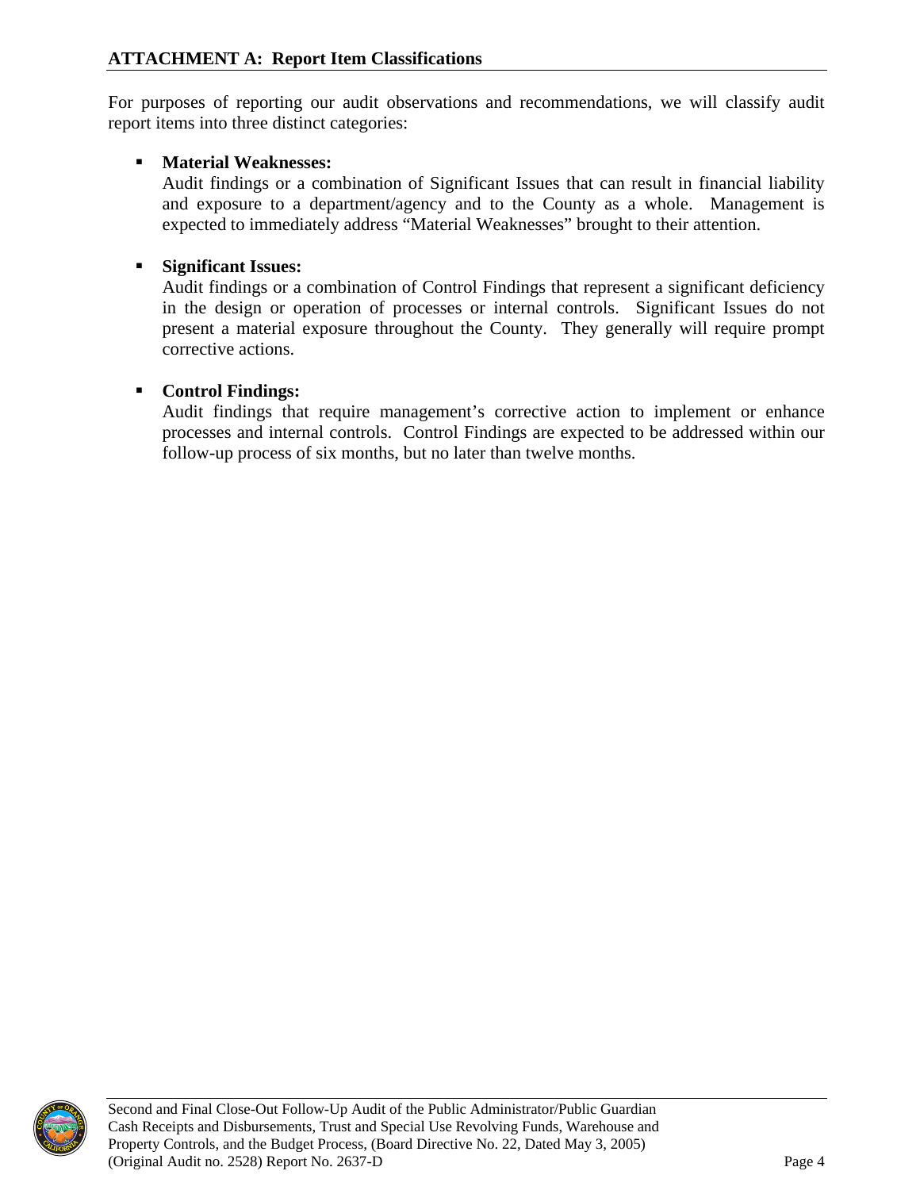## ATTACHMENT A: Report Item Classifications

For purposes of reporting our audit observations and recommendations, we will classify audit report items into three distinct categories:

- **Material Weaknesses:**
  Audit findings or a combination of Significant Issues that can result in financial liability and exposure to a department/agency and to the County as a whole. Management is expected to immediately address "Material Weaknesses" brought to their attention.

- **Significant Issues:**
  Audit findings or a combination of Control Findings that represent a significant deficiency in the design or operation of processes or internal controls. Significant Issues do not present a material exposure throughout the County. They generally will require prompt corrective actions.

- **Control Findings:**
  Audit findings that require management's corrective action to implement or enhance processes and internal controls. Control Findings are expected to be addressed within our follow-up process of six months, but no later than twelve months.